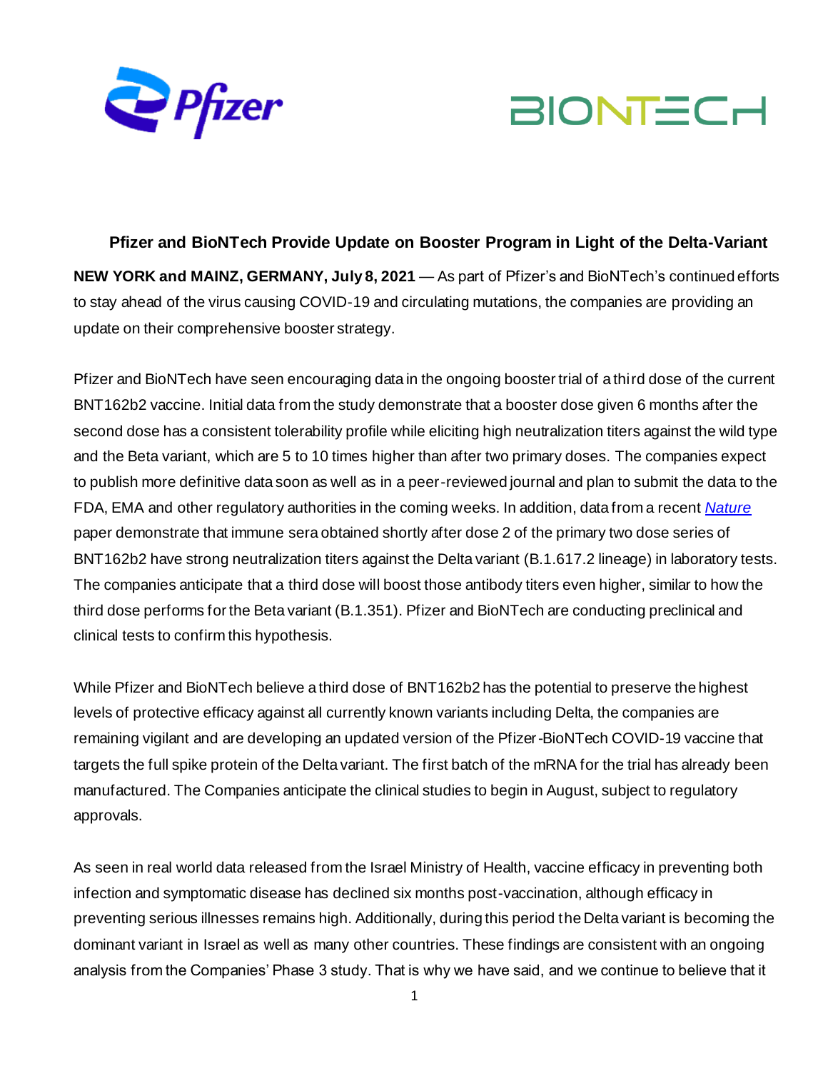**Pfizer and BioNTech Provide Update on Booster Program in Light of the Delta-Variant**

**NEW YORK and MAINZ, GERMANY, July 8, 2021** — As part of Pfizer's and BioNTech's continued efforts to stay ahead of the virus causing COVID-19 and circulating mutations, the companies are providing an update on their comprehensive booster strategy.

Pfizer and BioNTech have seen encouraging data in the ongoing booster trial of a third dose of the current BNT162b2 vaccine. Initial data from the study demonstrate that a booster dose given 6 months after the second dose has a consistent tolerability profile while eliciting high neutralization titers against the wild type and the Beta variant, which are 5 to 10 times higher than after two primary doses. The companies expect to publish more definitive data soon as well as in a peer-reviewed journal and plan to submit the data to the FDA, EMA and other regulatory authorities in the coming weeks. In addition, data from a recent *Nature* paper demonstrate that immune sera obtained shortly after dose 2 of the primary two dose series of BNT162b2 have strong neutralization titers against the Delta variant (B.1.617.2 lineage) in laboratory tests. The companies anticipate that a third dose will boost those antibody titers even higher, similar to how the third dose performs for the Beta variant (B.1.351). Pfizer and BioNTech are conducting preclinical and clinical tests to confirm this hypothesis.

While Pfizer and BioNTech believe a third dose of BNT162b2 has the potential to preserve the highest levels of protective efficacy against all currently known variants including Delta, the companies are remaining vigilant and are developing an updated version of the Pfizer-BioNTech COVID-19 vaccine that targets the full spike protein of the Delta variant. The first batch of the mRNA for the trial has already been manufactured. The Companies anticipate the clinical studies to begin in August, subject to regulatory approvals.

As seen in real world data released from the Israel Ministry of Health, vaccine efficacy in preventing both infection and symptomatic disease has declined six months post-vaccination, although efficacy in preventing serious illnesses remains high. Additionally, during this period the Delta variant is becoming the dominant variant in Israel as well as many other countries. These findings are consistent with an ongoing analysis from the Companies' Phase 3 study. That is why we have said, and we continue to believe that it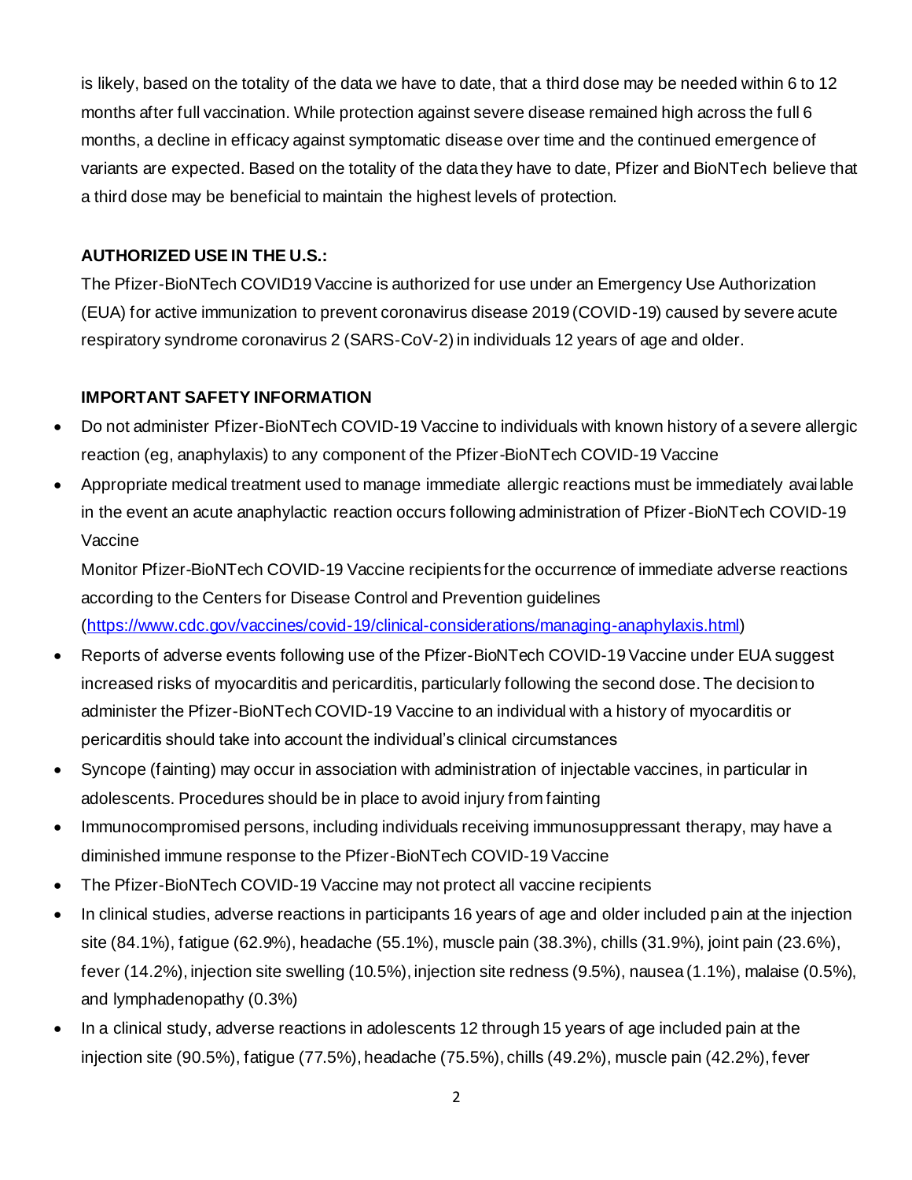is likely, based on the totality of the data we have to date, that a third dose may be needed within 6 to 12 months after full vaccination. While protection against severe disease remained high across the full 6 months, a decline in efficacy against symptomatic disease over time and the continued emergence of variants are expected. Based on the totality of the data they have to date, Pfizer and BioNTech believe that a third dose may be beneficial to maintain the highest levels of protection.

**AUTHORIZED USE IN THE U.S.:**

The Pfizer-BioNTech COVID19 Vaccine is authorized for use under an Emergency Use Authorization (EUA) for active immunization to prevent coronavirus disease 2019 (COVID-19) caused by severe acute respiratory syndrome coronavirus 2 (SARS-CoV-2) in individuals 12 years of age and older.

**IMPORTANT SAFETY INFORMATION**

- Do not administer Pfizer-BioNTech COVID-19 Vaccine to individuals with known history of a severe allergic reaction (eg, anaphylaxis) to any component of the Pfizer-BioNTech COVID-19 Vaccine
- Appropriate medical treatment used to manage immediate allergic reactions must be immediately available in the event an acute anaphylactic reaction occurs following administration of Pfizer-BioNTech COVID-19 Vaccine

  Monitor Pfizer-BioNTech COVID-19 Vaccine recipients for the occurrence of immediate adverse reactions according to the Centers for Disease Control and Prevention guidelines ([https://www.cdc.gov/vaccines/covid-19/clinical-considerations/managing-anaphylaxis.html](https://www.cdc.gov/vaccines/covid-19/clinical-considerations/managing-anaphylaxis.html))
- Reports of adverse events following use of the Pfizer-BioNTech COVID-19 Vaccine under EUA suggest increased risks of myocarditis and pericarditis, particularly following the second dose. The decision to administer the Pfizer-BioNTech COVID-19 Vaccine to an individual with a history of myocarditis or pericarditis should take into account the individual's clinical circumstances
- Syncope (fainting) may occur in association with administration of injectable vaccines, in particular in adolescents. Procedures should be in place to avoid injury from fainting
- Immunocompromised persons, including individuals receiving immunosuppressant therapy, may have a diminished immune response to the Pfizer-BioNTech COVID-19 Vaccine
- The Pfizer-BioNTech COVID-19 Vaccine may not protect all vaccine recipients
- In clinical studies, adverse reactions in participants 16 years of age and older included pain at the injection site (84.1%), fatigue (62.9%), headache (55.1%), muscle pain (38.3%), chills (31.9%), joint pain (23.6%), fever (14.2%), injection site swelling (10.5%), injection site redness (9.5%), nausea (1.1%), malaise (0.5%), and lymphadenopathy (0.3%)
- In a clinical study, adverse reactions in adolescents 12 through 15 years of age included pain at the injection site (90.5%), fatigue (77.5%), headache (75.5%), chills (49.2%), muscle pain (42.2%), fever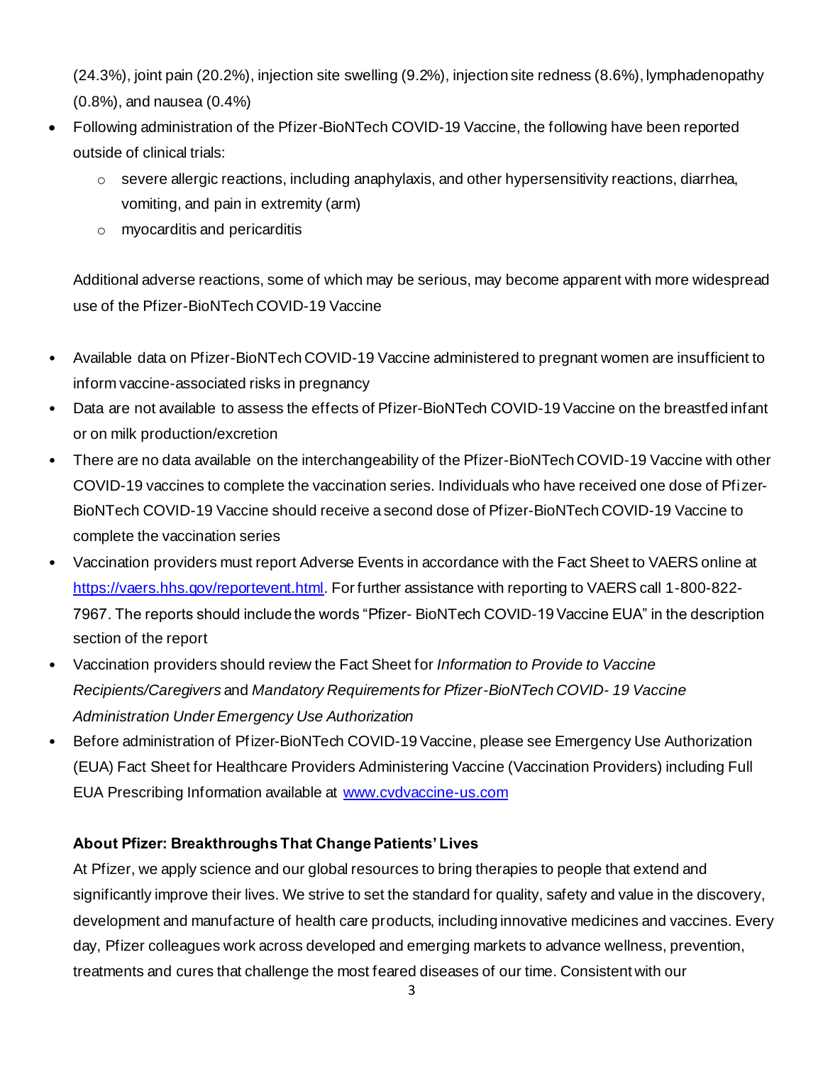(24.3%), joint pain (20.2%), injection site swelling (9.2%), injection site redness (8.6%), lymphadenopathy (0.8%), and nausea (0.4%)

- Following administration of the Pfizer-BioNTech COVID-19 Vaccine, the following have been reported outside of clinical trials:
  - severe allergic reactions, including anaphylaxis, and other hypersensitivity reactions, diarrhea, vomiting, and pain in extremity (arm)
  - myocarditis and pericarditis

  Additional adverse reactions, some of which may be serious, may become apparent with more widespread use of the Pfizer-BioNTech COVID-19 Vaccine

- Available data on Pfizer-BioNTech COVID-19 Vaccine administered to pregnant women are insufficient to inform vaccine-associated risks in pregnancy
- Data are not available to assess the effects of Pfizer-BioNTech COVID-19 Vaccine on the breastfed infant or on milk production/excretion
- There are no data available on the interchangeability of the Pfizer-BioNTech COVID-19 Vaccine with other COVID-19 vaccines to complete the vaccination series. Individuals who have received one dose of Pfizer-BioNTech COVID-19 Vaccine should receive a second dose of Pfizer-BioNTech COVID-19 Vaccine to complete the vaccination series
- Vaccination providers must report Adverse Events in accordance with the Fact Sheet to VAERS online at [https://vaers.hhs.gov/reportevent.html](https://vaers.hhs.gov/reportevent.html). For further assistance with reporting to VAERS call 1-800-822-7967. The reports should include the words "Pfizer- BioNTech COVID-19 Vaccine EUA" in the description section of the report
- Vaccination providers should review the Fact Sheet for *Information to Provide to Vaccine Recipients/Caregivers* and *Mandatory Requirements for Pfizer-BioNTech COVID- 19 Vaccine Administration Under Emergency Use Authorization*
- Before administration of Pfizer-BioNTech COVID-19 Vaccine, please see Emergency Use Authorization (EUA) Fact Sheet for Healthcare Providers Administering Vaccine (Vaccination Providers) including Full EUA Prescribing Information available at [www.cvdvaccine-us.com](www.cvdvaccine-us.com)

**About Pfizer: Breakthroughs That Change Patients' Lives**

At Pfizer, we apply science and our global resources to bring therapies to people that extend and significantly improve their lives. We strive to set the standard for quality, safety and value in the discovery, development and manufacture of health care products, including innovative medicines and vaccines. Every day, Pfizer colleagues work across developed and emerging markets to advance wellness, prevention, treatments and cures that challenge the most feared diseases of our time. Consistent with our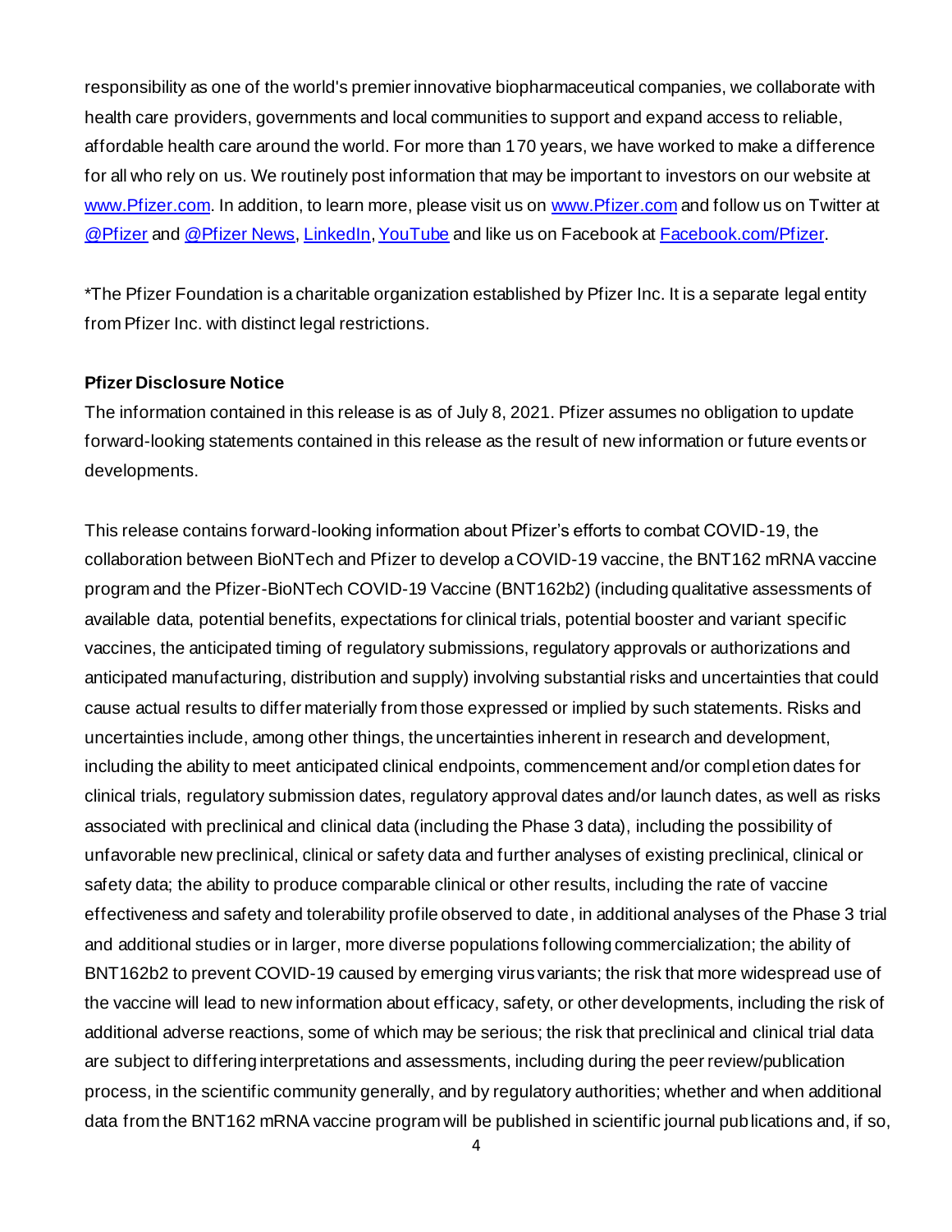responsibility as one of the world's premier innovative biopharmaceutical companies, we collaborate with health care providers, governments and local communities to support and expand access to reliable, affordable health care around the world. For more than 170 years, we have worked to make a difference for all who rely on us. We routinely post information that may be important to investors on our website at [www.Pfizer.com](www.Pfizer.com). In addition, to learn more, please visit us on [www.Pfizer.com](www.Pfizer.com) and follow us on Twitter at [@Pfizer]() and [@Pfizer News](), [LinkedIn](), [YouTube]() and like us on Facebook at [Facebook.com/Pfizer]().

*The Pfizer Foundation is a charitable organization established by Pfizer Inc. It is a separate legal entity from Pfizer Inc. with distinct legal restrictions.

**Pfizer Disclosure Notice**

The information contained in this release is as of July 8, 2021. Pfizer assumes no obligation to update forward-looking statements contained in this release as the result of new information or future events or developments.

This release contains forward-looking information about Pfizer's efforts to combat COVID-19, the collaboration between BioNTech and Pfizer to develop a COVID-19 vaccine, the BNT162 mRNA vaccine program and the Pfizer-BioNTech COVID-19 Vaccine (BNT162b2) (including qualitative assessments of available data, potential benefits, expectations for clinical trials, potential booster and variant specific vaccines, the anticipated timing of regulatory submissions, regulatory approvals or authorizations and anticipated manufacturing, distribution and supply) involving substantial risks and uncertainties that could cause actual results to differ materially from those expressed or implied by such statements. Risks and uncertainties include, among other things, the uncertainties inherent in research and development, including the ability to meet anticipated clinical endpoints, commencement and/or completion dates for clinical trials, regulatory submission dates, regulatory approval dates and/or launch dates, as well as risks associated with preclinical and clinical data (including the Phase 3 data), including the possibility of unfavorable new preclinical, clinical or safety data and further analyses of existing preclinical, clinical or safety data; the ability to produce comparable clinical or other results, including the rate of vaccine effectiveness and safety and tolerability profile observed to date, in additional analyses of the Phase 3 trial and additional studies or in larger, more diverse populations following commercialization; the ability of BNT162b2 to prevent COVID-19 caused by emerging virus variants; the risk that more widespread use of the vaccine will lead to new information about efficacy, safety, or other developments, including the risk of additional adverse reactions, some of which may be serious; the risk that preclinical and clinical trial data are subject to differing interpretations and assessments, including during the peer review/publication process, in the scientific community generally, and by regulatory authorities; whether and when additional data from the BNT162 mRNA vaccine program will be published in scientific journal publications and, if so,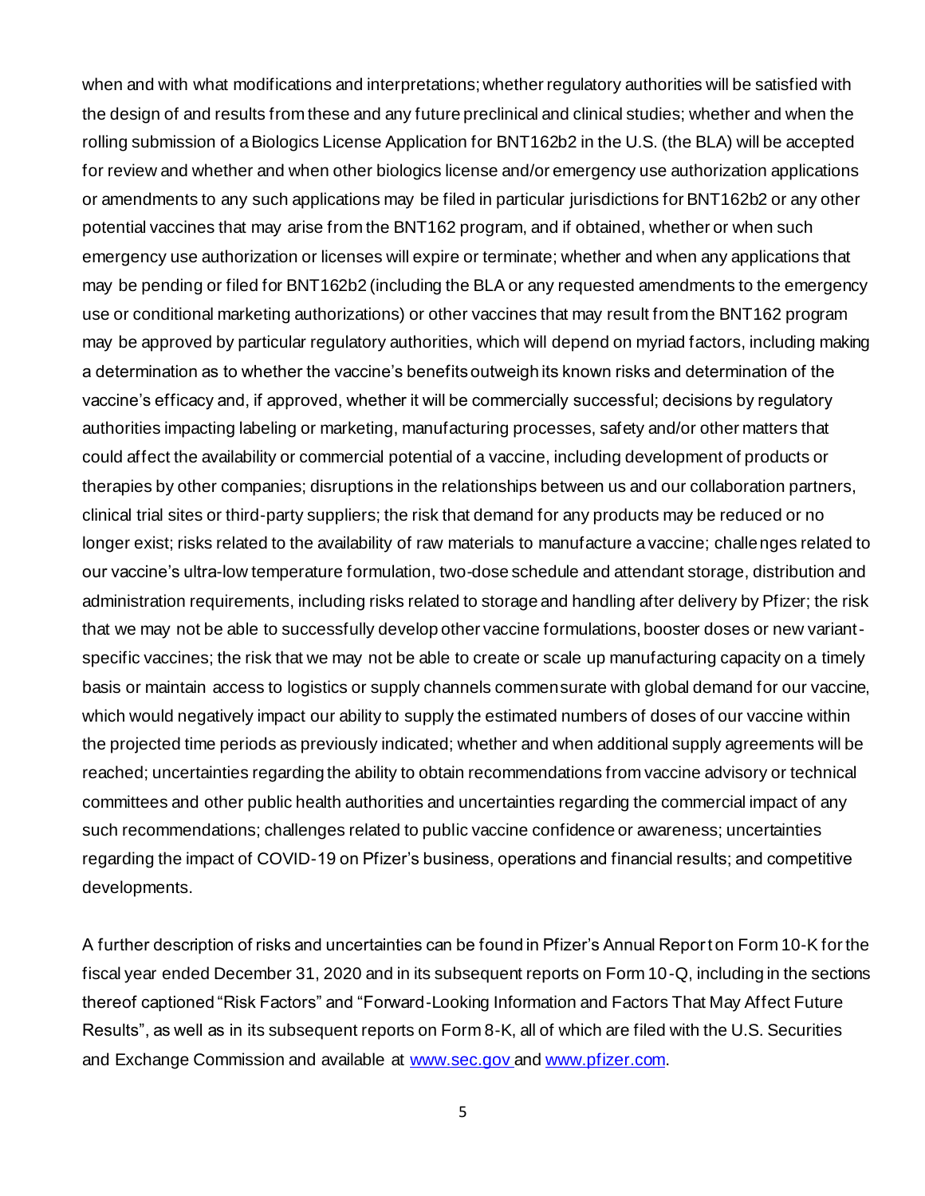when and with what modifications and interpretations; whether regulatory authorities will be satisfied with the design of and results from these and any future preclinical and clinical studies; whether and when the rolling submission of a Biologics License Application for BNT162b2 in the U.S. (the BLA) will be accepted for review and whether and when other biologics license and/or emergency use authorization applications or amendments to any such applications may be filed in particular jurisdictions for BNT162b2 or any other potential vaccines that may arise from the BNT162 program, and if obtained, whether or when such emergency use authorization or licenses will expire or terminate; whether and when any applications that may be pending or filed for BNT162b2 (including the BLA or any requested amendments to the emergency use or conditional marketing authorizations) or other vaccines that may result from the BNT162 program may be approved by particular regulatory authorities, which will depend on myriad factors, including making a determination as to whether the vaccine's benefits outweigh its known risks and determination of the vaccine's efficacy and, if approved, whether it will be commercially successful; decisions by regulatory authorities impacting labeling or marketing, manufacturing processes, safety and/or other matters that could affect the availability or commercial potential of a vaccine, including development of products or therapies by other companies; disruptions in the relationships between us and our collaboration partners, clinical trial sites or third-party suppliers; the risk that demand for any products may be reduced or no longer exist; risks related to the availability of raw materials to manufacture a vaccine; challenges related to our vaccine's ultra-low temperature formulation, two-dose schedule and attendant storage, distribution and administration requirements, including risks related to storage and handling after delivery by Pfizer; the risk that we may not be able to successfully develop other vaccine formulations, booster doses or new variant-specific vaccines; the risk that we may not be able to create or scale up manufacturing capacity on a timely basis or maintain access to logistics or supply channels commensurate with global demand for our vaccine, which would negatively impact our ability to supply the estimated numbers of doses of our vaccine within the projected time periods as previously indicated; whether and when additional supply agreements will be reached; uncertainties regarding the ability to obtain recommendations from vaccine advisory or technical committees and other public health authorities and uncertainties regarding the commercial impact of any such recommendations; challenges related to public vaccine confidence or awareness; uncertainties regarding the impact of COVID-19 on Pfizer's business, operations and financial results; and competitive developments.

A further description of risks and uncertainties can be found in Pfizer's Annual Report on Form 10-K for the fiscal year ended December 31, 2020 and in its subsequent reports on Form 10-Q, including in the sections thereof captioned "Risk Factors" and "Forward-Looking Information and Factors That May Affect Future Results", as well as in its subsequent reports on Form 8-K, all of which are filed with the U.S. Securities and Exchange Commission and available at [www.sec.gov](http://www.sec.gov) and [www.pfizer.com](http://www.pfizer.com).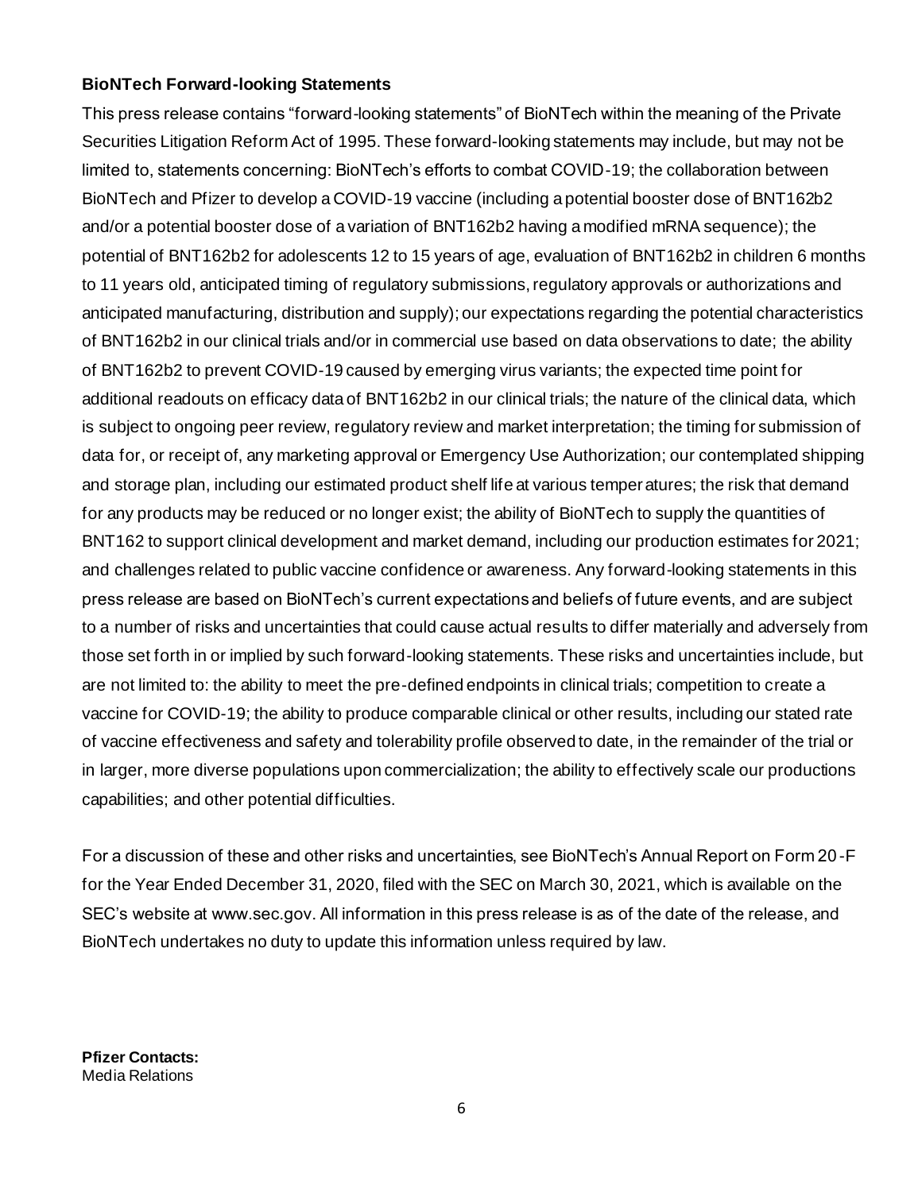**BioNTech Forward-looking Statements**

This press release contains "forward-looking statements" of BioNTech within the meaning of the Private Securities Litigation Reform Act of 1995. These forward-looking statements may include, but may not be limited to, statements concerning: BioNTech's efforts to combat COVID-19; the collaboration between BioNTech and Pfizer to develop a COVID-19 vaccine (including a potential booster dose of BNT162b2 and/or a potential booster dose of a variation of BNT162b2 having a modified mRNA sequence); the potential of BNT162b2 for adolescents 12 to 15 years of age, evaluation of BNT162b2 in children 6 months to 11 years old, anticipated timing of regulatory submissions, regulatory approvals or authorizations and anticipated manufacturing, distribution and supply); our expectations regarding the potential characteristics of BNT162b2 in our clinical trials and/or in commercial use based on data observations to date; the ability of BNT162b2 to prevent COVID-19 caused by emerging virus variants; the expected time point for additional readouts on efficacy data of BNT162b2 in our clinical trials; the nature of the clinical data, which is subject to ongoing peer review, regulatory review and market interpretation; the timing for submission of data for, or receipt of, any marketing approval or Emergency Use Authorization; our contemplated shipping and storage plan, including our estimated product shelf life at various temperatures; the risk that demand for any products may be reduced or no longer exist; the ability of BioNTech to supply the quantities of BNT162 to support clinical development and market demand, including our production estimates for 2021; and challenges related to public vaccine confidence or awareness. Any forward-looking statements in this press release are based on BioNTech's current expectations and beliefs of future events, and are subject to a number of risks and uncertainties that could cause actual results to differ materially and adversely from those set forth in or implied by such forward-looking statements. These risks and uncertainties include, but are not limited to: the ability to meet the pre-defined endpoints in clinical trials; competition to create a vaccine for COVID-19; the ability to produce comparable clinical or other results, including our stated rate of vaccine effectiveness and safety and tolerability profile observed to date, in the remainder of the trial or in larger, more diverse populations upon commercialization; the ability to effectively scale our productions capabilities; and other potential difficulties.

For a discussion of these and other risks and uncertainties, see BioNTech's Annual Report on Form 20-F for the Year Ended December 31, 2020, filed with the SEC on March 30, 2021, which is available on the SEC's website at www.sec.gov. All information in this press release is as of the date of the release, and BioNTech undertakes no duty to update this information unless required by law.

**Pfizer Contacts:**
Media Relations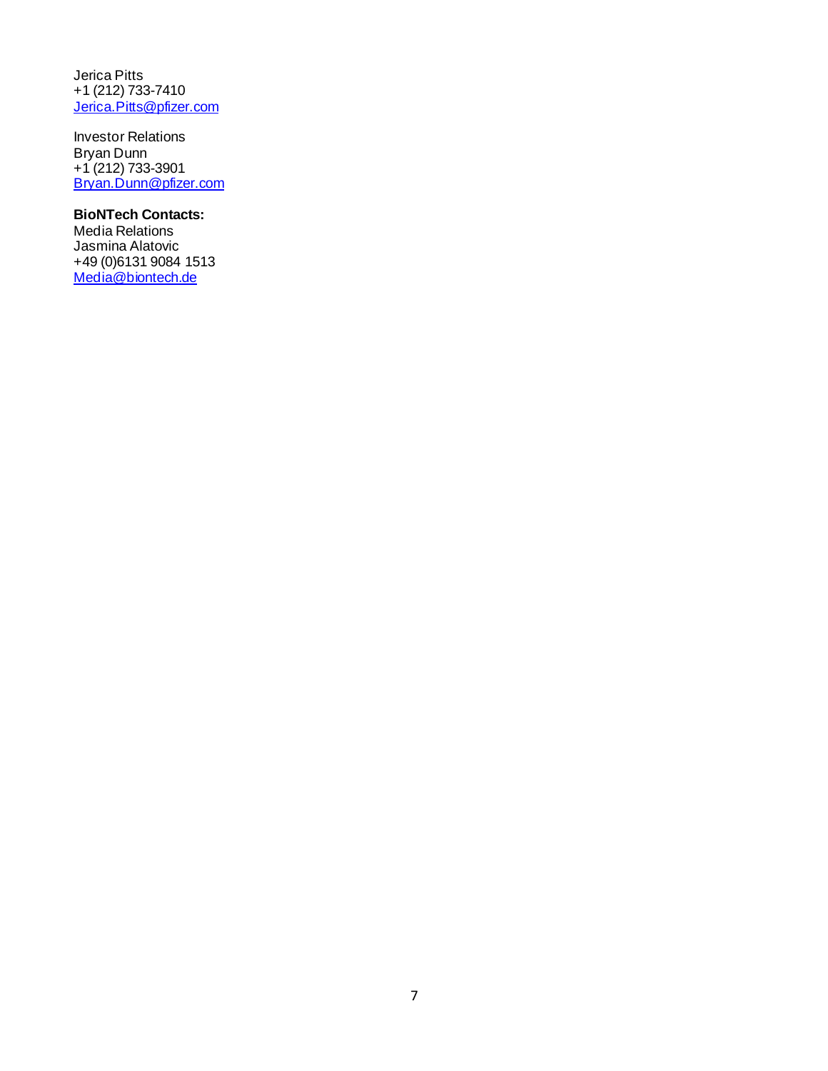Jerica Pitts
+1 (212) 733-7410
Jerica.Pitts@pfizer.com

Investor Relations
Bryan Dunn
+1 (212) 733-3901
Bryan.Dunn@pfizer.com

**BioNTech Contacts:**
Media Relations
Jasmina Alatovic
+49 (0)6131 9084 1513
Media@biontech.de